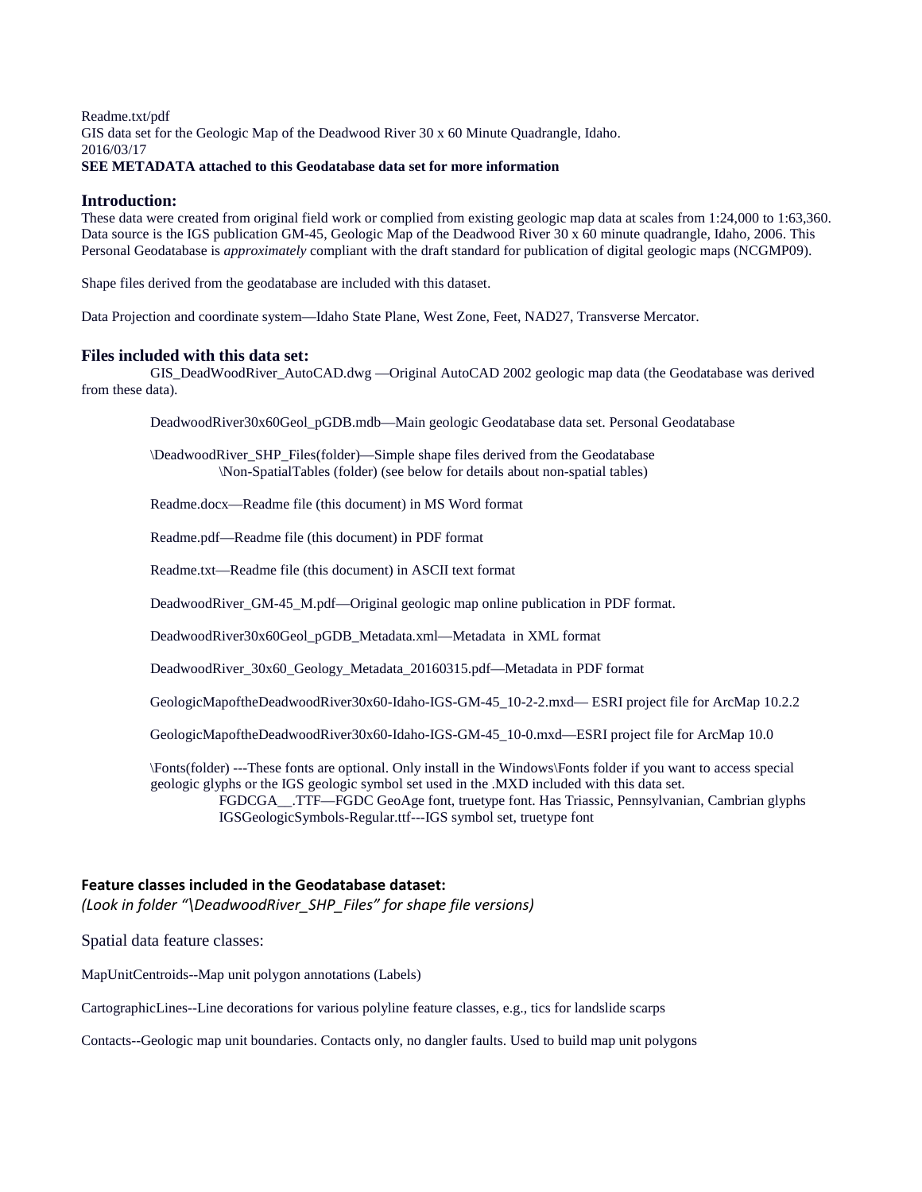Readme.txt/pdf
GIS data set for the Geologic Map of the Deadwood River 30 x 60 Minute Quadrangle, Idaho.
2016/03/17
**SEE METADATA attached to this Geodatabase data set for more information**

## Introduction:

These data were created from original field work or complied from existing geologic map data at scales from 1:24,000 to 1:63,360. Data source is the IGS publication GM-45, Geologic Map of the Deadwood River 30 x 60 minute quadrangle, Idaho, 2006. This Personal Geodatabase is *approximately* compliant with the draft standard for publication of digital geologic maps (NCGMP09).

Shape files derived from the geodatabase are included with this dataset.

Data Projection and coordinate system—Idaho State Plane, West Zone, Feet, NAD27, Transverse Mercator.

## Files included with this data set:

GIS_DeadWoodRiver_AutoCAD.dwg —Original AutoCAD 2002 geologic map data (the Geodatabase was derived from these data).

DeadwoodRiver30x60Geol_pGDB.mdb—Main geologic Geodatabase data set. Personal Geodatabase

\DeadwoodRiver_SHP_Files(folder)—Simple shape files derived from the Geodatabase
\Non-SpatialTables (folder) (see below for details about non-spatial tables)

Readme.docx—Readme file (this document) in MS Word format

Readme.pdf—Readme file (this document) in PDF format

Readme.txt—Readme file (this document) in ASCII text format

DeadwoodRiver_GM-45_M.pdf—Original geologic map online publication in PDF format.

DeadwoodRiver30x60Geol_pGDB_Metadata.xml—Metadata in XML format

DeadwoodRiver_30x60_Geology_Metadata_20160315.pdf—Metadata in PDF format

GeologicMapoftheDeadwoodRiver30x60-Idaho-IGS-GM-45_10-2-2.mxd— ESRI project file for ArcMap 10.2.2

GeologicMapoftheDeadwoodRiver30x60-Idaho-IGS-GM-45_10-0.mxd—ESRI project file for ArcMap 10.0

\Fonts(folder) ---These fonts are optional. Only install in the Windows\Fonts folder if you want to access special geologic glyphs or the IGS geologic symbol set used in the .MXD included with this data set.
FGDCGA__.TTF—FGDC GeoAge font, truetype font. Has Triassic, Pennsylvanian, Cambrian glyphs
IGSGeologicSymbols-Regular.ttf---IGS symbol set, truetype font

### Feature classes included in the Geodatabase dataset:

*(Look in folder "\DeadwoodRiver_SHP_Files" for shape file versions)*

Spatial data feature classes:

MapUnitCentroids--Map unit polygon annotations (Labels)

CartographicLines--Line decorations for various polyline feature classes, e.g., tics for landslide scarps

Contacts--Geologic map unit boundaries. Contacts only, no dangler faults. Used to build map unit polygons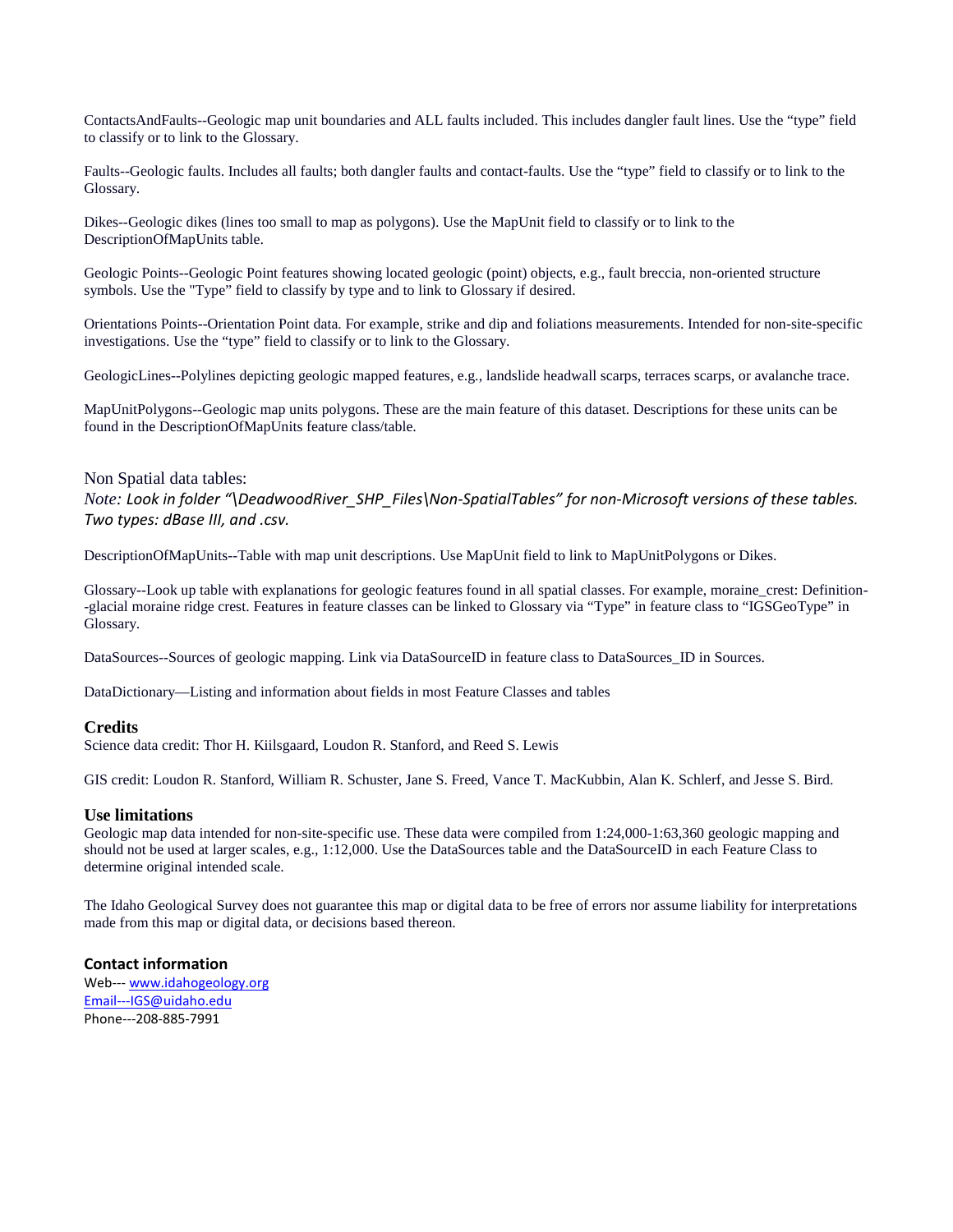ContactsAndFaults--Geologic map unit boundaries and ALL faults included. This includes dangler fault lines. Use the "type" field to classify or to link to the Glossary.

Faults--Geologic faults. Includes all faults; both dangler faults and contact-faults. Use the "type" field to classify or to link to the Glossary.

Dikes--Geologic dikes (lines too small to map as polygons). Use the MapUnit field to classify or to link to the DescriptionOfMapUnits table.

Geologic Points--Geologic Point features showing located geologic (point) objects, e.g., fault breccia, non-oriented structure symbols. Use the "Type" field to classify by type and to link to Glossary if desired.

Orientations Points--Orientation Point data. For example, strike and dip and foliations measurements. Intended for non-site-specific investigations. Use the "type" field to classify or to link to the Glossary.

GeologicLines--Polylines depicting geologic mapped features, e.g., landslide headwall scarps, terraces scarps, or avalanche trace.

MapUnitPolygons--Geologic map units polygons. These are the main feature of this dataset. Descriptions for these units can be found in the DescriptionOfMapUnits feature class/table.

Non Spatial data tables:

*Note: Look in folder "\DeadwoodRiver_SHP_Files\Non-SpatialTables" for non-Microsoft versions of these tables. Two types: dBase III, and .csv.*

DescriptionOfMapUnits--Table with map unit descriptions. Use MapUnit field to link to MapUnitPolygons or Dikes.

Glossary--Look up table with explanations for geologic features found in all spatial classes. For example, moraine_crest: Definition--glacial moraine ridge crest. Features in feature classes can be linked to Glossary via "Type" in feature class to "IGSGeoType" in Glossary.

DataSources--Sources of geologic mapping. Link via DataSourceID in feature class to DataSources_ID in Sources.

DataDictionary—Listing and information about fields in most Feature Classes and tables

## Credits

Science data credit: Thor H. Kiilsgaard, Loudon R. Stanford, and Reed S. Lewis

GIS credit: Loudon R. Stanford, William R. Schuster, Jane S. Freed, Vance T. MacKubbin, Alan K. Schlerf, and Jesse S. Bird.

## Use limitations

Geologic map data intended for non-site-specific use. These data were compiled from 1:24,000-1:63,360 geologic mapping and should not be used at larger scales, e.g., 1:12,000. Use the DataSources table and the DataSourceID in each Feature Class to determine original intended scale.

The Idaho Geological Survey does not guarantee this map or digital data to be free of errors nor assume liability for interpretations made from this map or digital data, or decisions based thereon.

## Contact information

Web--- www.idahogeology.org  
Email---IGS@uidaho.edu  
Phone---208-885-7991